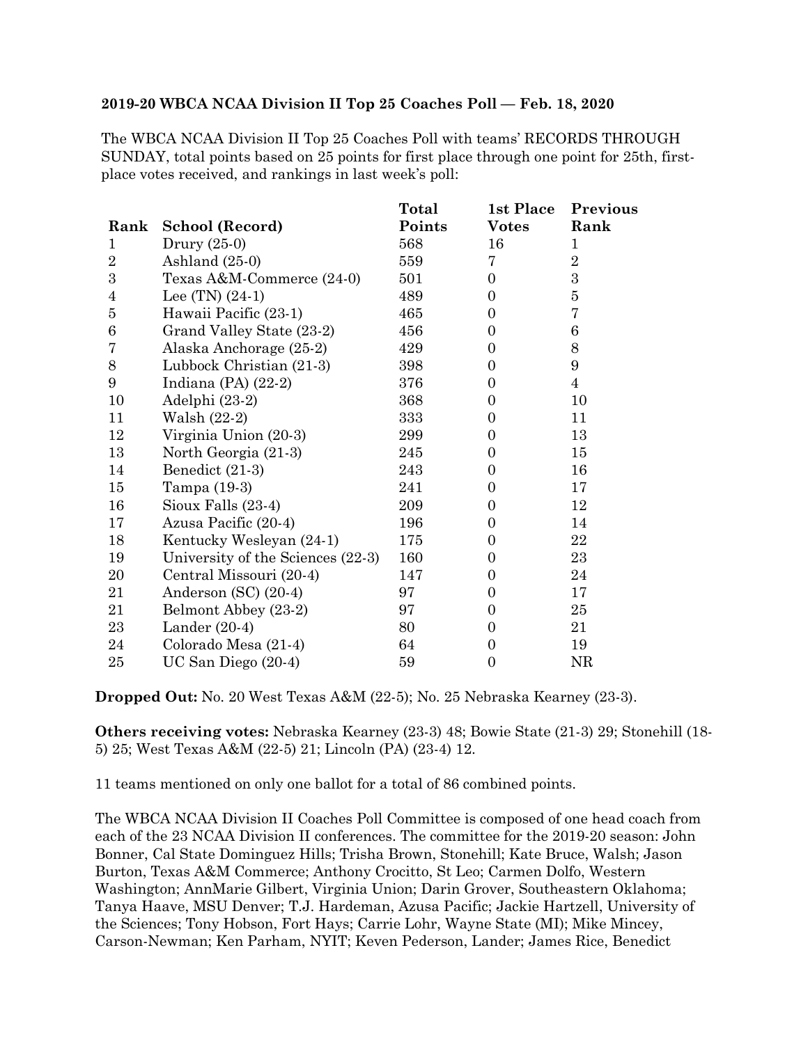**2019-20 WBCA NCAA Division II Top 25 Coaches Poll — Feb. 18, 2020**

The WBCA NCAA Division II Top 25 Coaches Poll with teams' RECORDS THROUGH SUNDAY, total points based on 25 points for first place through one point for 25th, first-place votes received, and rankings in last week's poll:

| Rank | School (Record) | Total Points | 1st Place Votes | Previous Rank |
|---|---|---|---|---|
| 1 | Drury (25-0) | 568 | 16 | 1 |
| 2 | Ashland (25-0) | 559 | 7 | 2 |
| 3 | Texas A&M-Commerce (24-0) | 501 | 0 | 3 |
| 4 | Lee (TN) (24-1) | 489 | 0 | 5 |
| 5 | Hawaii Pacific (23-1) | 465 | 0 | 7 |
| 6 | Grand Valley State (23-2) | 456 | 0 | 6 |
| 7 | Alaska Anchorage (25-2) | 429 | 0 | 8 |
| 8 | Lubbock Christian (21-3) | 398 | 0 | 9 |
| 9 | Indiana (PA) (22-2) | 376 | 0 | 4 |
| 10 | Adelphi (23-2) | 368 | 0 | 10 |
| 11 | Walsh (22-2) | 333 | 0 | 11 |
| 12 | Virginia Union (20-3) | 299 | 0 | 13 |
| 13 | North Georgia (21-3) | 245 | 0 | 15 |
| 14 | Benedict (21-3) | 243 | 0 | 16 |
| 15 | Tampa (19-3) | 241 | 0 | 17 |
| 16 | Sioux Falls (23-4) | 209 | 0 | 12 |
| 17 | Azusa Pacific (20-4) | 196 | 0 | 14 |
| 18 | Kentucky Wesleyan (24-1) | 175 | 0 | 22 |
| 19 | University of the Sciences (22-3) | 160 | 0 | 23 |
| 20 | Central Missouri (20-4) | 147 | 0 | 24 |
| 21 | Anderson (SC) (20-4) | 97 | 0 | 17 |
| 21 | Belmont Abbey (23-2) | 97 | 0 | 25 |
| 23 | Lander (20-4) | 80 | 0 | 21 |
| 24 | Colorado Mesa (21-4) | 64 | 0 | 19 |
| 25 | UC San Diego (20-4) | 59 | 0 | NR |

**Dropped Out:** No. 20 West Texas A&M (22-5); No. 25 Nebraska Kearney (23-3).

**Others receiving votes:** Nebraska Kearney (23-3) 48; Bowie State (21-3) 29; Stonehill (18-5) 25; West Texas A&M (22-5) 21; Lincoln (PA) (23-4) 12.

11 teams mentioned on only one ballot for a total of 86 combined points.

The WBCA NCAA Division II Coaches Poll Committee is composed of one head coach from each of the 23 NCAA Division II conferences. The committee for the 2019-20 season: John Bonner, Cal State Dominguez Hills; Trisha Brown, Stonehill; Kate Bruce, Walsh; Jason Burton, Texas A&M Commerce; Anthony Crocitto, St Leo; Carmen Dolfo, Western Washington; AnnMarie Gilbert, Virginia Union; Darin Grover, Southeastern Oklahoma; Tanya Haave, MSU Denver; T.J. Hardeman, Azusa Pacific; Jackie Hartzell, University of the Sciences; Tony Hobson, Fort Hays; Carrie Lohr, Wayne State (MI); Mike Mincey, Carson-Newman; Ken Parham, NYIT; Keven Pederson, Lander; James Rice, Benedict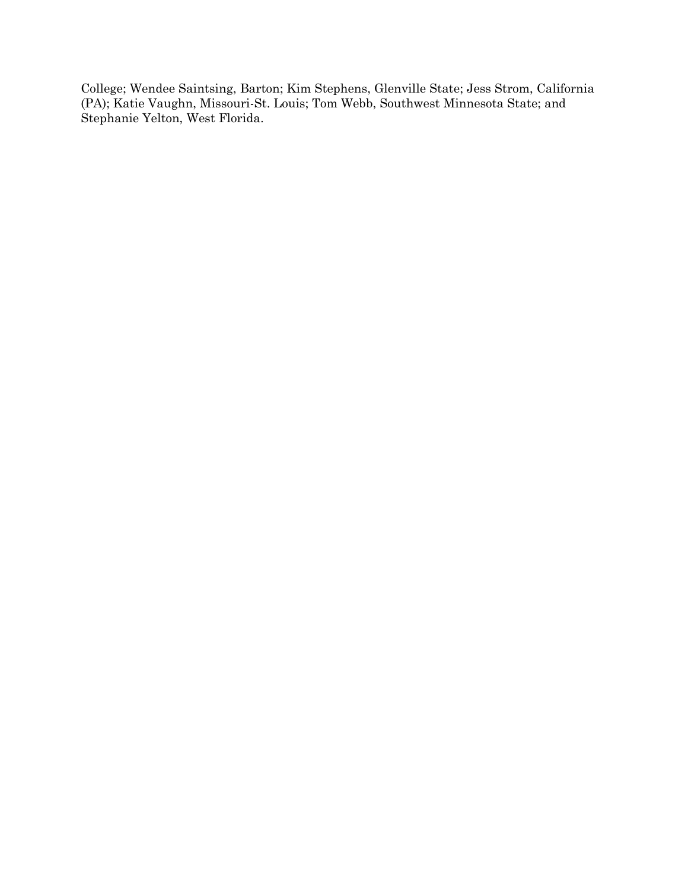College; Wendee Saintsing, Barton; Kim Stephens, Glenville State; Jess Strom, California (PA); Katie Vaughn, Missouri-St. Louis; Tom Webb, Southwest Minnesota State; and Stephanie Yelton, West Florida.